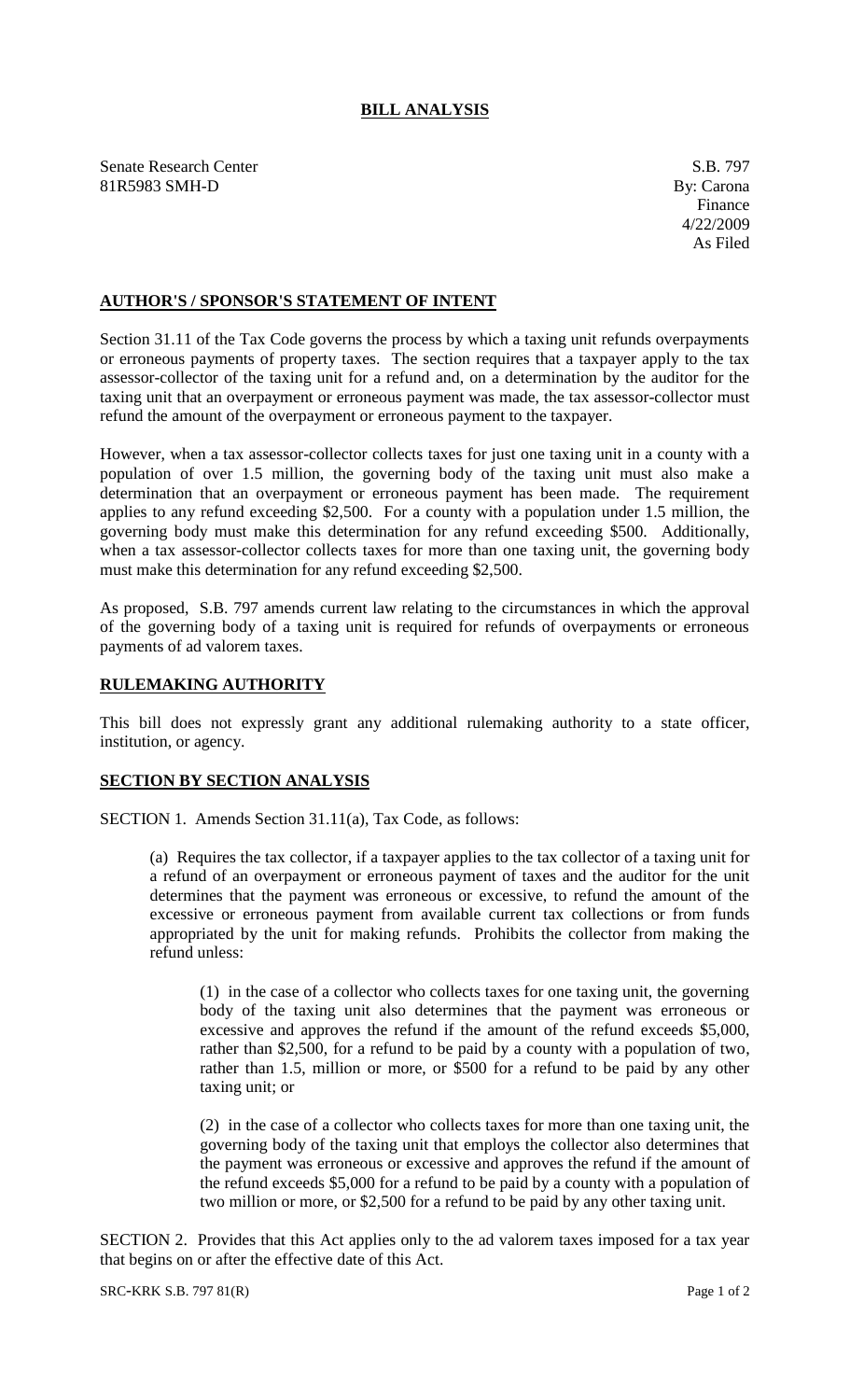# BILL ANALYSIS

Senate Research Center
81R5983 SMH-D

S.B. 797
By: Carona
Finance
4/22/2009
As Filed

## AUTHOR'S / SPONSOR'S STATEMENT OF INTENT

Section 31.11 of the Tax Code governs the process by which a taxing unit refunds overpayments or erroneous payments of property taxes. The section requires that a taxpayer apply to the tax assessor-collector of the taxing unit for a refund and, on a determination by the auditor for the taxing unit that an overpayment or erroneous payment was made, the tax assessor-collector must refund the amount of the overpayment or erroneous payment to the taxpayer.

However, when a tax assessor-collector collects taxes for just one taxing unit in a county with a population of over 1.5 million, the governing body of the taxing unit must also make a determination that an overpayment or erroneous payment has been made. The requirement applies to any refund exceeding $2,500. For a county with a population under 1.5 million, the governing body must make this determination for any refund exceeding $500. Additionally, when a tax assessor-collector collects taxes for more than one taxing unit, the governing body must make this determination for any refund exceeding $2,500.

As proposed, S.B. 797 amends current law relating to the circumstances in which the approval of the governing body of a taxing unit is required for refunds of overpayments or erroneous payments of ad valorem taxes.

## RULEMAKING AUTHORITY

This bill does not expressly grant any additional rulemaking authority to a state officer, institution, or agency.

## SECTION BY SECTION ANALYSIS

SECTION 1. Amends Section 31.11(a), Tax Code, as follows:

> (a) Requires the tax collector, if a taxpayer applies to the tax collector of a taxing unit for a refund of an overpayment or erroneous payment of taxes and the auditor for the unit determines that the payment was erroneous or excessive, to refund the amount of the excessive or erroneous payment from available current tax collections or from funds appropriated by the unit for making refunds. Prohibits the collector from making the refund unless:
>
> > (1) in the case of a collector who collects taxes for one taxing unit, the governing body of the taxing unit also determines that the payment was erroneous or excessive and approves the refund if the amount of the refund exceeds $5,000, rather than $2,500, for a refund to be paid by a county with a population of two, rather than 1.5, million or more, or $500 for a refund to be paid by any other taxing unit; or
> >
> > (2) in the case of a collector who collects taxes for more than one taxing unit, the governing body of the taxing unit that employs the collector also determines that the payment was erroneous or excessive and approves the refund if the amount of the refund exceeds $5,000 for a refund to be paid by a county with a population of two million or more, or $2,500 for a refund to be paid by any other taxing unit.

SECTION 2. Provides that this Act applies only to the ad valorem taxes imposed for a tax year that begins on or after the effective date of this Act.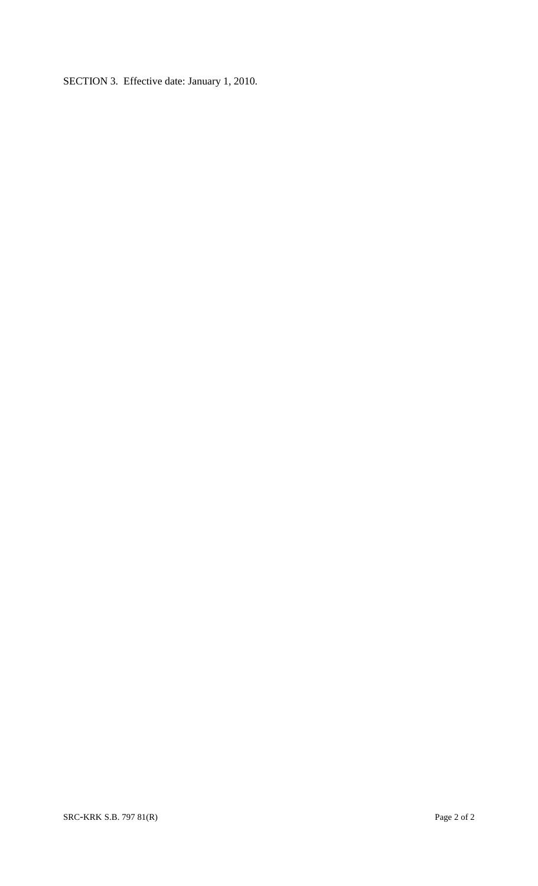SECTION 3. Effective date: January 1, 2010.